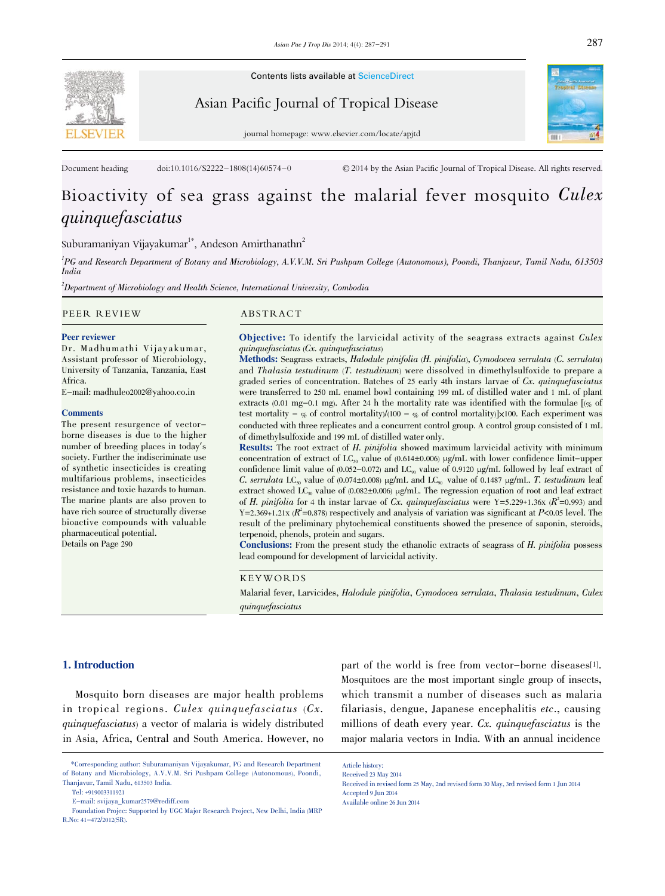Contents lists available at ScienceDirect

Asian Pacific Journal of Tropical Disease

journal homepage: www.elsevier.com/locate/apjtd

Document heading doi:10.1016/S2222-1808(14)60574-0 © 2014 by the Asian Pacific Journal of Tropical Disease. All rights reserved.

# Bioactivity of sea grass against the malarial fever mosquito *Culex quinquefasciatus*

Suburamaniyan Vijayakumar[1*], Andeson Amirthanathn[2]

[1]PG and Research Department of Botany and Microbiology, A.V.V.M. Sri Pushpam College (Autonomous), Poondi, Thanjavur, Tamil Nadu, 613503 India

[2]Department of Microbiology and Health Science, International University, Combodia

## PEER REVIEW

**Peer reviewer**

Dr. Madhumathi Vijayakumar, Assistant professor of Microbiology, University of Tanzania, Tanzania, East Africa.

E-mail: madhuleo2002@yahoo.co.in

**Comments**

The present resurgence of vector-borne diseases is due to the higher number of breeding places in today's society. Further the indiscriminate use of synthetic insecticides is creating multifarious problems, insecticides resistance and toxic hazards to human. The marine plants are also proven to have rich source of structurally diverse bioactive compounds with valuable pharmaceutical potential.

Details on Page 290

## ABSTRACT

**Objective:** To identify the larvicidal activity of the seagrass extracts against *Culex quinquefasciatus* (*Cx. quinquefasciatus*)

**Methods:** Seagrass extracts, *Halodule pinifolia* (*H. pinifolia*), *Cymodocea serrulata* (*C. serrulata*) and *Thalasia testudinum* (*T. testudinum*) were dissolved in dimethylsulfoxide to prepare a graded series of concentration. Batches of 25 early 4th instars larvae of *Cx. quinquefasciatus* were transferred to 250 mL enamel bowl containing 199 mL of distilled water and 1 mL of plant extracts (0.01 mg-0.1 mg). After 24 h the mortality rate was identified with the formulae [(% of test mortality - % of control mortality)/(100 - % of control mortality)]×100. Each experiment was conducted with three replicates and a concurrent control group. A control group consisted of 1 mL of dimethylsulfoxide and 199 mL of distilled water only.

**Results:** The root extract of *H. pinifolia* showed maximum larvicidal activity with minimum concentration of extract of $LC_{50}$ value of (0.614±0.006) μg/mL with lower confidence limit-upper confidence limit value of (0.052-0.072) and $LC_{90}$ value of 0.9120 μg/mL followed by leaf extract of *C. serrulata* $LC_{50}$ value of (0.074±0.008) μg/mL and $LC_{90}$ value of 0.1487 μg/mL. *T. testudinum* leaf extract showed $LC_{50}$ value of (0.082±0.006) μg/mL. The regression equation of root and leaf extract of *H. pinifolia* for 4 th instar larvae of *Cx. quinquefasciatus* were Y=5.229+1.36x ($R^2$=0.993) and Y=2.369+1.21x ($R^2$=0.878) respectively and analysis of variation was significant at $P<0.05$ level. The result of the preliminary phytochemical constituents showed the presence of saponin, steroids, terpenoid, phenols, protein and sugars.

**Conclusions:** From the present study the ethanolic extracts of seagrass of *H. pinifolia* possess lead compound for development of larvicidal activity.

## KEYWORDS

Malarial fever, Larvicides, *Halodule pinifolia*, *Cymodocea serrulata*, *Thalasia testudinum*, *Culex quinquefasciatus*

## 1. Introduction

Mosquito born diseases are major health problems in tropical regions. *Culex quinquefasciatus* (*Cx. quinquefasciatus*) a vector of malaria is widely distributed in Asia, Africa, Central and South America. However, no part of the world is free from vector-borne diseases[1]. Mosquitoes are the most important single group of insects, which transmit a number of diseases such as malaria filariasis, dengue, Japanese encephalitis *etc.*, causing millions of death every year. *Cx. quinquefasciatus* is the major malaria vectors in India. With an annual incidence

\*Corresponding author: Suburamaniyan Vijayakumar, PG and Research Department of Botany and Microbiology, A.V.V.M. Sri Pushpam College (Autonomous), Poondi, Thanjavur, Tamil Nadu, 613503 India.

Tel: +919003311921

E-mail: svijaya_kumar2579@rediff.com

Foundation Project: Supported by UGC Major Research Project, New Delhi, India (MRP R.No: 41-472/2012(SR).

Article history:

Received 23 May 2014

Received in revised form 25 May, 2nd revised form 30 May, 3rd revised form 1 Jun 2014

Accepted 9 Jun 2014

Available online 26 Jun 2014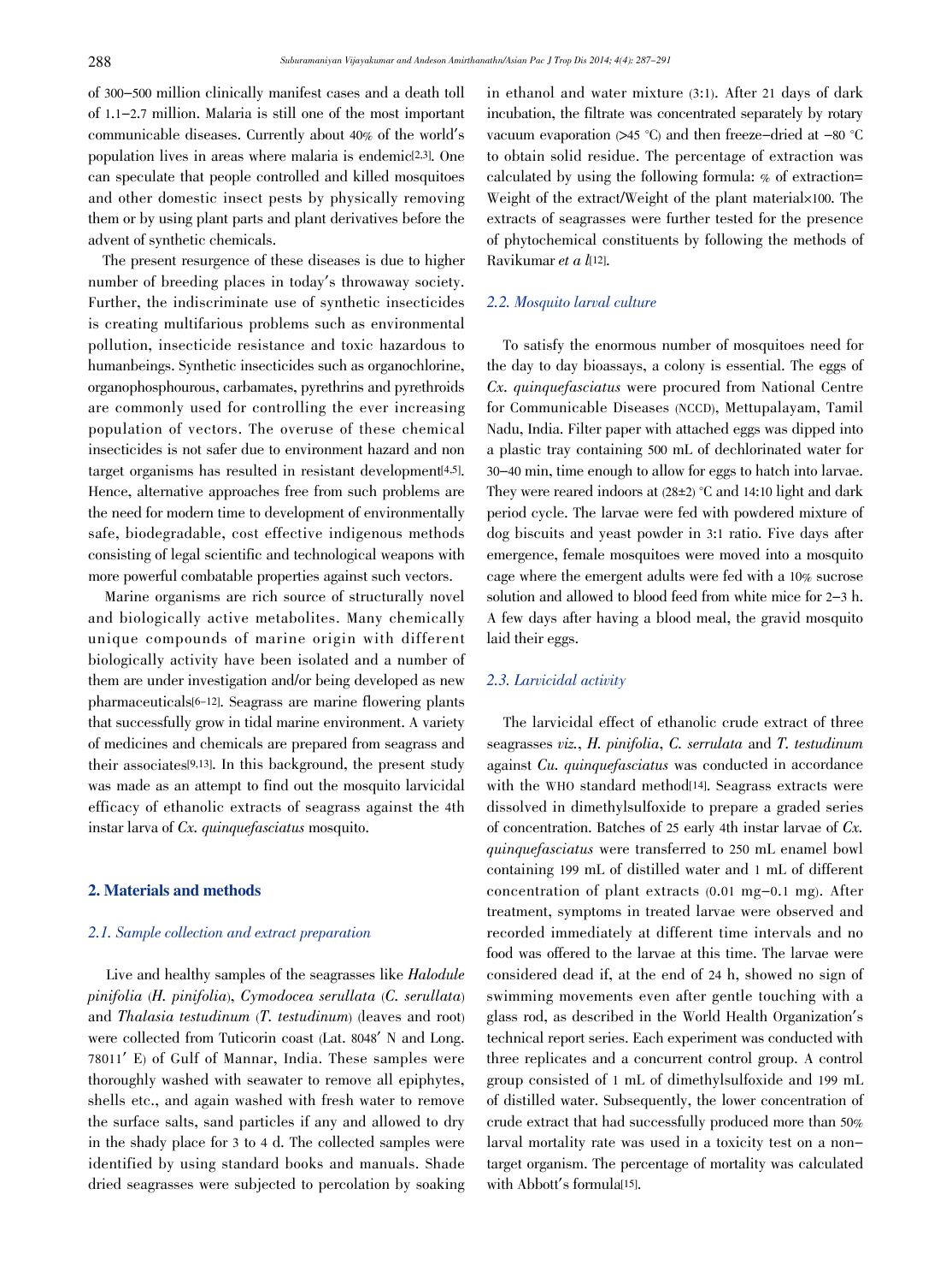of 300–500 million clinically manifest cases and a death toll of 1.1–2.7 million. Malaria is still one of the most important communicable diseases. Currently about 40% of the world's population lives in areas where malaria is endemic[2,3]. One can speculate that people controlled and killed mosquitoes and other domestic insect pests by physically removing them or by using plant parts and plant derivatives before the advent of synthetic chemicals.

The present resurgence of these diseases is due to higher number of breeding places in today's throwaway society. Further, the indiscriminate use of synthetic insecticides is creating multifarious problems such as environmental pollution, insecticide resistance and toxic hazardous to humanbeings. Synthetic insecticides such as organochlorine, organophosphourous, carbamates, pyrethrins and pyrethroids are commonly used for controlling the ever increasing population of vectors. The overuse of these chemical insecticides is not safer due to environment hazard and non target organisms has resulted in resistant development[4,5]. Hence, alternative approaches free from such problems are the need for modern time to development of environmentally safe, biodegradable, cost effective indigenous methods consisting of legal scientific and technological weapons with more powerful combatable properties against such vectors.

Marine organisms are rich source of structurally novel and biologically active metabolites. Many chemically unique compounds of marine origin with different biologically activity have been isolated and a number of them are under investigation and/or being developed as new pharmaceuticals[6–12]. Seagrass are marine flowering plants that successfully grow in tidal marine environment. A variety of medicines and chemicals are prepared from seagrass and their associates[9,13]. In this background, the present study was made as an attempt to find out the mosquito larvicidal efficacy of ethanolic extracts of seagrass against the 4th instar larva of *Cx. quinquefasciatus* mosquito.

## 2. Materials and methods

### 2.1. Sample collection and extract preparation

Live and healthy samples of the seagrasses like *Halodule pinifolia* (*H. pinifolia*), *Cymodocea serullata* (*C. serullata*) and *Thalasia testudinum* (*T. testudinum*) (leaves and root) were collected from Tuticorin coast (Lat. 8048′ N and Long. 78011′ E) of Gulf of Mannar, India. These samples were thoroughly washed with seawater to remove all epiphytes, shells etc., and again washed with fresh water to remove the surface salts, sand particles if any and allowed to dry in the shady place for 3 to 4 d. The collected samples were identified by using standard books and manuals. Shade dried seagrasses were subjected to percolation by soaking in ethanol and water mixture (3:1). After 21 days of dark incubation, the filtrate was concentrated separately by rotary vacuum evaporation (>45 °C) and then freeze–dried at −80 °C to obtain solid residue. The percentage of extraction was calculated by using the following formula: % of extraction= Weight of the extract/Weight of the plant material×100. The extracts of seagrasses were further tested for the presence of phytochemical constituents by following the methods of Ravikumar *et a l*[12].

### 2.2. Mosquito larval culture

To satisfy the enormous number of mosquitoes need for the day to day bioassays, a colony is essential. The eggs of *Cx. quinquefasciatus* were procured from National Centre for Communicable Diseases (NCCD), Mettupalayam, Tamil Nadu, India. Filter paper with attached eggs was dipped into a plastic tray containing 500 mL of dechlorinated water for 30–40 min, time enough to allow for eggs to hatch into larvae. They were reared indoors at (28±2) °C and 14:10 light and dark period cycle. The larvae were fed with powdered mixture of dog biscuits and yeast powder in 3:1 ratio. Five days after emergence, female mosquitoes were moved into a mosquito cage where the emergent adults were fed with a 10% sucrose solution and allowed to blood feed from white mice for 2–3 h. A few days after having a blood meal, the gravid mosquito laid their eggs.

### 2.3. Larvicidal activity

The larvicidal effect of ethanolic crude extract of three seagrasses *viz*., *H. pinifolia*, *C. serrulata* and *T. testudinum* against *Cu. quinquefasciatus* was conducted in accordance with the WHO standard method[14]. Seagrass extracts were dissolved in dimethylsulfoxide to prepare a graded series of concentration. Batches of 25 early 4th instar larvae of *Cx. quinquefasciatus* were transferred to 250 mL enamel bowl containing 199 mL of distilled water and 1 mL of different concentration of plant extracts (0.01 mg–0.1 mg). After treatment, symptoms in treated larvae were observed and recorded immediately at different time intervals and no food was offered to the larvae at this time. The larvae were considered dead if, at the end of 24 h, showed no sign of swimming movements even after gentle touching with a glass rod, as described in the World Health Organization's technical report series. Each experiment was conducted with three replicates and a concurrent control group. A control group consisted of 1 mL of dimethylsulfoxide and 199 mL of distilled water. Subsequently, the lower concentration of crude extract that had successfully produced more than 50% larval mortality rate was used in a toxicity test on a non–target organism. The percentage of mortality was calculated with Abbott's formula[15].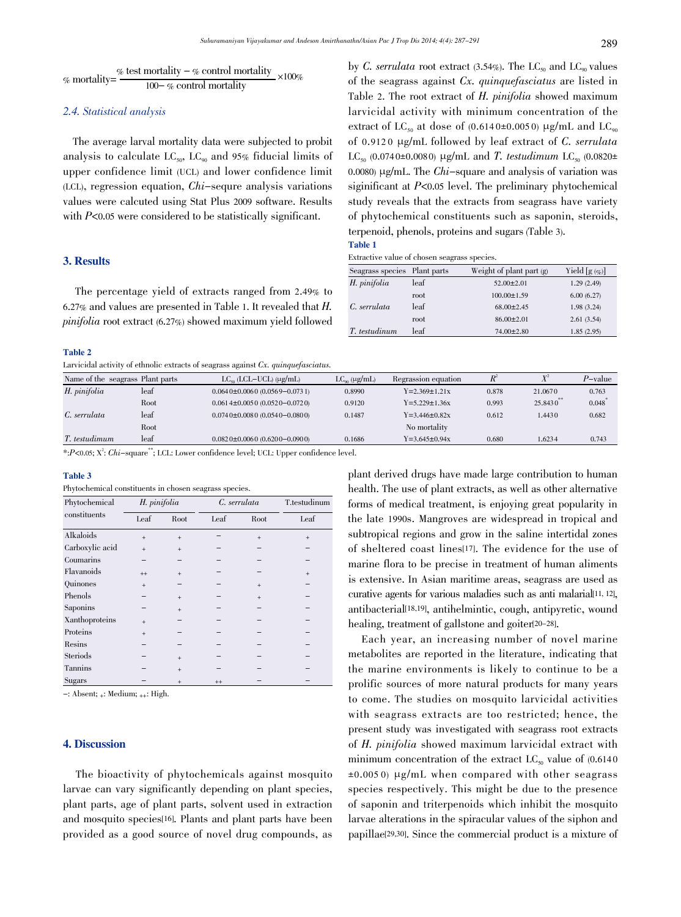$$\% \text{ mortality} = \frac{\% \text{ test mortality} - \% \text{ control mortality}}{100 - \% \text{ control mortality}} \times 100\%$$

### 2.4. Statistical analysis

The average larval mortality data were subjected to probit analysis to calculate $LC_{50}$, $LC_{90}$ and 95% fiducial limits of upper confidence limit (UCL) and lower confidence limit (LCL), regression equation, *Chi*–sequre analysis variations values were calcuted using Stat Plus 2009 software. Results with $P<0.05$ were considered to be statistically significant.

## 3. Results

The percentage yield of extracts ranged from 2.49% to 6.27% and values are presented in Table 1. It revealed that *H. pinifolia* root extract (6.27%) showed maximum yield followed by *C. serrulata* root extract (3.54%). The $LC_{50}$ and $LC_{90}$ values of the seagrass against *Cx. quinquefasciatus* are listed in Table 2. The root extract of *H. pinifolia* showed maximum larvicidal activity with minimum concentration of the extract of $LC_{50}$ at dose of (0.6140±0.0050) μg/mL and $LC_{90}$ of 0.9120 μg/mL followed by leaf extract of *C. serrulata* $LC_{50}$ (0.0740±0.0080) μg/mL and *T. testudimum* $LC_{50}$ (0.0820±0.0080) μg/mL. The *Chi*–square and analysis of variation was siginificant at $P<0.05$ level. The preliminary phytochemical study reveals that the extracts from seagrass have variety of phytochemical constituents such as saponin, steroids, terpenoid, phenols, proteins and sugars (Table 3).

**Table 1**

Extractive value of chosen seagrass species.

| Seagrass species | Plant parts | Weight of plant part (g) | Yield [g (%)] |
|---|---|---|---|
| *H. pinifolia* | leaf | 52.00±2.01 | 1.29 (2.49) |
| | root | 100.00±1.59 | 6.00 (6.27) |
| *C. serrulata* | leaf | 68.00±2.45 | 1.98 (3.24) |
| | root | 86.00±2.01 | 2.61 (3.54) |
| *T. testudinum* | leaf | 74.00±2.80 | 1.85 (2.95) |

**Table 2**

Larvicidal activity of ethnolic extracts of seagrass against *Cx. quinquefasciatus*.

| Name of the seagrass | Plant parts | $LC_{50}$ (LCL–UCL) (μg/mL) | $LC_{90}$ (μg/mL) | Regrassion equation | $R^2$ | $X^2$ | $P$–value |
|---|---|---|---|---|---|---|---|
| *H. pinifolia* | leaf | 0.0640±0.0060 (0.0569–0.0731) | 0.8990 | Y=2.369±1.21x | 0.878 | 21.0670 | 0.763 |
| | Root | 0.0614±0.0050 (0.0520–0.0720) | 0.9120 | Y=5.229±1.36x | 0.993 | 25.8430** | 0.048* |
| *C. serrulata* | leaf | 0.0740±0.0080 (0.0540–0.0800) | 0.1487 | Y=3.446±0.82x | 0.612 | 1.4430 | 0.682 |
| | Root | | | No mortality | | | |
| *T. testudimum* | leaf | 0.0820±0.0060 (0.6200–0.0900) | 0.1686 | Y=3.645±0.94x | 0.680 | 1.6234 | 0.743 |

*:$P<0.05$; $X^2$: *Chi*–square**; LCL: Lower confidence level; UCL: Upper confidence level.

**Table 3**

Phytochemical constituents in chosen seagrass species.

| Phytochemical constituents | *H. pinifolia* | | *C. serrulata* | | T.testudinum |
|---|---|---|---|---|---|
| | Leaf | Root | Leaf | Root | Leaf |
| Alkaloids | + | + | – | + | + |
| Carboxylic acid | + | + | – | – | – |
| Coumarins | – | – | – | – | – |
| Flavanoids | ++ | + | – | – | + |
| Quinones | + | – | – | + | – |
| Phenols | – | + | – | + | – |
| Saponins | – | + | – | – | – |
| Xanthoproteins | + | – | – | – | – |
| Proteins | + | – | – | – | – |
| Resins | – | – | – | – | – |
| Steriods | – | + | – | – | – |
| Tannins | – | + | – | – | – |
| Sugars | – | + | ++ | – | – |

–: Absent; +: Medium; ++: High.

## 4. Discussion

The bioactivity of phytochemicals against mosquito larvae can vary significantly depending on plant species, plant parts, age of plant parts, solvent used in extraction and mosquito species[16]. Plants and plant parts have been provided as a good source of novel drug compounds, as plant derived drugs have made large contribution to human health. The use of plant extracts, as well as other alternative forms of medical treatment, is enjoying great popularity in the late 1990s. Mangroves are widespread in tropical and subtropical regions and grow in the saline intertidal zones of sheltered coast lines[17]. The evidence for the use of marine flora to be precise in treatment of human aliments is extensive. In Asian maritime areas, seagrass are used as curative agents for various maladies such as anti malarial[11, 12], antibacterial[18,19], antihelmintic, cough, antipyretic, wound healing, treatment of gallstone and goiter[20–28].

Each year, an increasing number of novel marine metabolites are reported in the literature, indicating that the marine environments is likely to continue to be a prolific sources of more natural products for many years to come. The studies on mosquito larvicidal activities with seagrass extracts are too restricted; hence, the present study was investigated with seagrass root extracts of *H. pinifolia* showed maximum larvicidal extract with minimum concentration of the extract $LC_{50}$ value of (0.6140±0.0050) μg/mL when compared with other seagrass species respectively. This might be due to the presence of saponin and triterpenoids which inhibit the mosquito larvae alterations in the spiracular values of the siphon and papillae[29,30]. Since the commercial product is a mixture of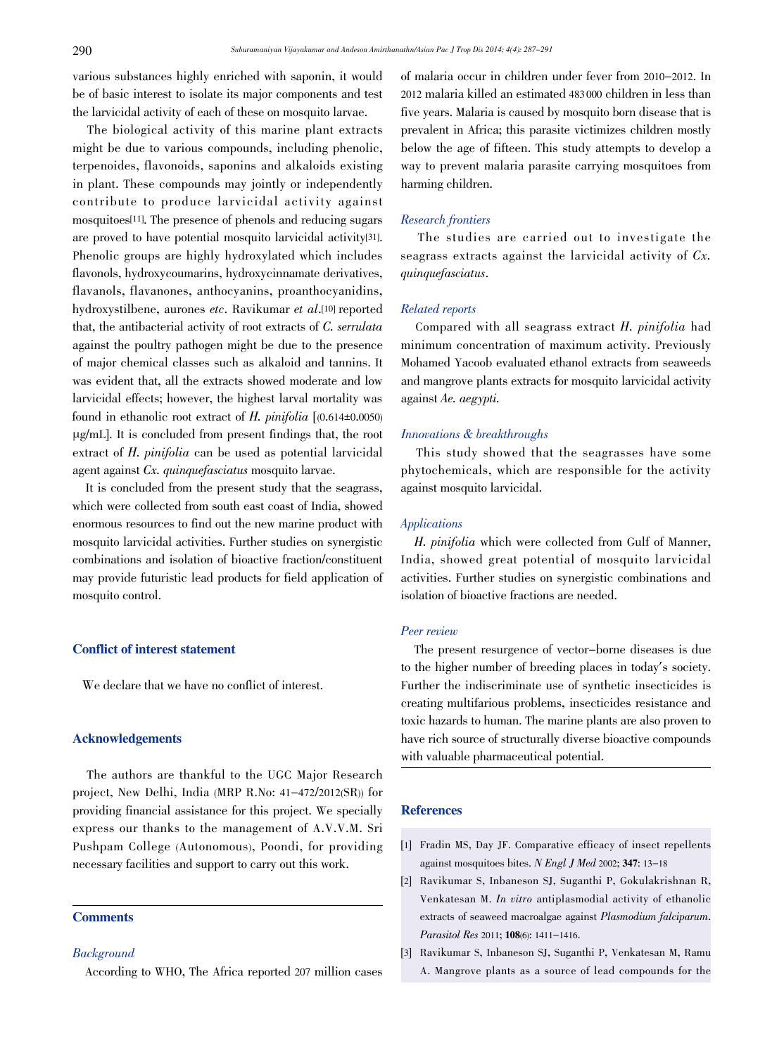various substances highly enriched with saponin, it would be of basic interest to isolate its major components and test the larvicidal activity of each of these on mosquito larvae.

The biological activity of this marine plant extracts might be due to various compounds, including phenolic, terpenoides, flavonoids, saponins and alkaloids existing in plant. These compounds may jointly or independently contribute to produce larvicidal activity against mosquitoes[11]. The presence of phenols and reducing sugars are proved to have potential mosquito larvicidal activity[31]. Phenolic groups are highly hydroxylated which includes flavonols, hydroxycoumarins, hydroxycinnamate derivatives, flavanols, flavanones, anthocyanins, proanthocyanidins, hydroxystilbene, aurones *etc*. Ravikumar *et al*.[10] reported that, the antibacterial activity of root extracts of *C. serrulata* against the poultry pathogen might be due to the presence of major chemical classes such as alkaloid and tannins. It was evident that, all the extracts showed moderate and low larvicidal effects; however, the highest larval mortality was found in ethanolic root extract of *H. pinifolia* [(0.614±0.0050) μg/mL]. It is concluded from present findings that, the root extract of *H. pinifolia* can be used as potential larvicidal agent against *Cx. quinquefasciatus* mosquito larvae.

It is concluded from the present study that the seagrass, which were collected from south east coast of India, showed enormous resources to find out the new marine product with mosquito larvicidal activities. Further studies on synergistic combinations and isolation of bioactive fraction/constituent may provide futuristic lead products for field application of mosquito control.

## Conflict of interest statement

We declare that we have no conflict of interest.

## Acknowledgements

The authors are thankful to the UGC Major Research project, New Delhi, India (MRP R.No: 41–472/2012(SR)) for providing financial assistance for this project. We specially express our thanks to the management of A.V.V.M. Sri Pushpam College (Autonomous), Poondi, for providing necessary facilities and support to carry out this work.

## Comments

### *Background*

According to WHO, The Africa reported 207 million cases of malaria occur in children under fever from 2010–2012. In 2012 malaria killed an estimated 483 000 children in less than five years. Malaria is caused by mosquito born disease that is prevalent in Africa; this parasite victimizes children mostly below the age of fifteen. This study attempts to develop a way to prevent malaria parasite carrying mosquitoes from harming children.

### *Research frontiers*

The studies are carried out to investigate the seagrass extracts against the larvicidal activity of *Cx. quinquefasciatus*.

### *Related reports*

Compared with all seagrass extract *H. pinifolia* had minimum concentration of maximum activity. Previously Mohamed Yacoob evaluated ethanol extracts from seaweeds and mangrove plants extracts for mosquito larvicidal activity against *Ae. aegypti*.

### *Innovations & breakthroughs*

This study showed that the seagrasses have some phytochemicals, which are responsible for the activity against mosquito larvicidal.

### *Applications*

*H. pinifolia* which were collected from Gulf of Manner, India, showed great potential of mosquito larvicidal activities. Further studies on synergistic combinations and isolation of bioactive fractions are needed.

### *Peer review*

The present resurgence of vector–borne diseases is due to the higher number of breeding places in today's society. Further the indiscriminate use of synthetic insecticides is creating multifarious problems, insecticides resistance and toxic hazards to human. The marine plants are also proven to have rich source of structurally diverse bioactive compounds with valuable pharmaceutical potential.

## References

[1] Fradin MS, Day JF. Comparative efficacy of insect repellents against mosquitoes bites. *N Engl J Med* 2002; **347**: 13–18

[2] Ravikumar S, Inbaneson SJ, Suganthi P, Gokulakrishnan R, Venkatesan M. *In vitro* antiplasmodial activity of ethanolic extracts of seaweed macroalgae against *Plasmodium falciparum*. *Parasitol Res* 2011; **108**(6): 1411–1416.

[3] Ravikumar S, Inbaneson SJ, Suganthi P, Venkatesan M, Ramu A. Mangrove plants as a source of lead compounds for the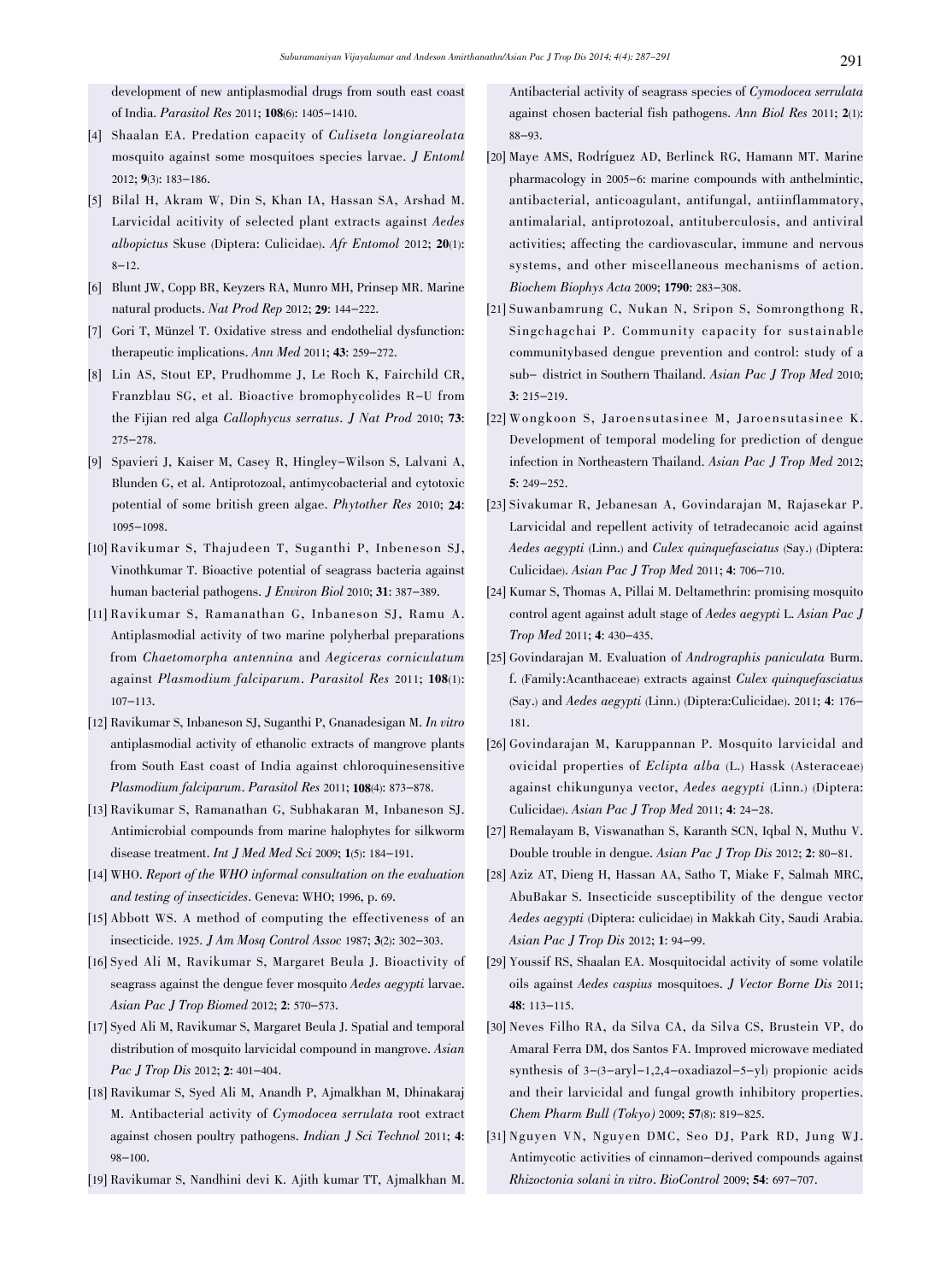development of new antiplasmodial drugs from south east coast of India. *Parasitol Res* 2011; **108**(6): 1405–1410.

[4] Shaalan EA. Predation capacity of *Culiseta longiareolata* mosquito against some mosquitoes species larvae. *J Entoml* 2012; **9**(3): 183–186.

[5] Bilal H, Akram W, Din S, Khan IA, Hassan SA, Arshad M. Larvicidal acitivity of selected plant extracts against *Aedes albopictus* Skuse (Diptera: Culicidae). *Afr Entomol* 2012; **20**(1): 8–12.

[6] Blunt JW, Copp BR, Keyzers RA, Munro MH, Prinsep MR. Marine natural products. *Nat Prod Rep* 2012; **29**: 144–222.

[7] Gori T, Münzel T. Oxidative stress and endothelial dysfunction: therapeutic implications. *Ann Med* 2011; **43**: 259–272.

[8] Lin AS, Stout EP, Prudhomme J, Le Roch K, Fairchild CR, Franzblau SG, et al. Bioactive bromophycolides R–U from the Fijian red alga *Callophycus serratus*. *J Nat Prod* 2010; **73**: 275–278.

[9] Spavieri J, Kaiser M, Casey R, Hingley–Wilson S, Lalvani A, Blunden G, et al. Antiprotozoal, antimycobacterial and cytotoxic potential of some british green algae. *Phytother Res* 2010; **24**: 1095–1098.

[10] Ravikumar S, Thajudeen T, Suganthi P, Inbeneson SJ, Vinothkumar T. Bioactive potential of seagrass bacteria against human bacterial pathogens. *J Environ Biol* 2010; **31**: 387–389.

[11] Ravikumar S, Ramanathan G, Inbaneson SJ, Ramu A. Antiplasmodial activity of two marine polyherbal preparations from *Chaetomorpha antennina* and *Aegiceras corniculatum* against *Plasmodium falciparum*. *Parasitol Res* 2011; **108**(1): 107–113.

[12] Ravikumar S, Inbaneson SJ, Suganthi P, Gnanadesigan M. *In vitro* antiplasmodial activity of ethanolic extracts of mangrove plants from South East coast of India against chloroquinesensitive *Plasmodium falciparum*. *Parasitol Res* 2011; **108**(4): 873–878.

[13] Ravikumar S, Ramanathan G, Subhakaran M, Inbaneson SJ. Antimicrobial compounds from marine halophytes for silkworm disease treatment. *Int J Med Med Sci* 2009; **1**(5): 184–191.

[14] WHO. *Report of the WHO informal consultation on the evaluation and testing of insecticides*. Geneva: WHO; 1996, p. 69.

[15] Abbott WS. A method of computing the effectiveness of an insecticide. 1925. *J Am Mosq Control Assoc* 1987; **3**(2): 302–303.

[16] Syed Ali M, Ravikumar S, Margaret Beula J. Bioactivity of seagrass against the dengue fever mosquito *Aedes aegypti* larvae. *Asian Pac J Trop Biomed* 2012; **2**: 570–573.

[17] Syed Ali M, Ravikumar S, Margaret Beula J. Spatial and temporal distribution of mosquito larvicidal compound in mangrove. *Asian Pac J Trop Dis* 2012; **2**: 401–404.

[18] Ravikumar S, Syed Ali M, Anandh P, Ajmalkhan M, Dhinakaraj M. Antibacterial activity of *Cymodocea serrulata* root extract against chosen poultry pathogens. *Indian J Sci Technol* 2011; **4**: 98–100.

[19] Ravikumar S, Nandhini devi K. Ajith kumar TT, Ajmalkhan M. Antibacterial activity of seagrass species of *Cymodocea serrulata* against chosen bacterial fish pathogens. *Ann Biol Res* 2011; **2**(1): 88–93.

[20] Maye AMS, Rodríguez AD, Berlinck RG, Hamann MT. Marine pharmacology in 2005–6: marine compounds with anthelmintic, antibacterial, anticoagulant, antifungal, antiinflammatory, antimalarial, antiprotozoal, antituberculosis, and antiviral activities; affecting the cardiovascular, immune and nervous systems, and other miscellaneous mechanisms of action. *Biochem Biophys Acta* 2009; **1790**: 283–308.

[21] Suwanbamrung C, Nukan N, Sripon S, Somrongthong R, Singchagchai P. Community capacity for sustainable communitybased dengue prevention and control: study of a sub– district in Southern Thailand. *Asian Pac J Trop Med* 2010; **3**: 215–219.

[22] Wongkoon S, Jaroensutasinee M, Jaroensutasinee K. Development of temporal modeling for prediction of dengue infection in Northeastern Thailand. *Asian Pac J Trop Med* 2012; **5**: 249–252.

[23] Sivakumar R, Jebanesan A, Govindarajan M, Rajasekar P. Larvicidal and repellent activity of tetradecanoic acid against *Aedes aegypti* (Linn.) and *Culex quinquefasciatus* (Say.) (Diptera: Culicidae). *Asian Pac J Trop Med* 2011; **4**: 706–710.

[24] Kumar S, Thomas A, Pillai M. Deltamethrin: promising mosquito control agent against adult stage of *Aedes aegypti* L. *Asian Pac J Trop Med* 2011; **4**: 430–435.

[25] Govindarajan M. Evaluation of *Andrographis paniculata* Burm. f. (Family:Acanthaceae) extracts against *Culex quinquefasciatus* (Say.) and *Aedes aegypti* (Linn.) (Diptera:Culicidae). 2011; **4**: 176–181.

[26] Govindarajan M, Karuppannan P. Mosquito larvicidal and ovicidal properties of *Eclipta alba* (L.) Hassk (Asteraceae) against chikungunya vector, *Aedes aegypti* (Linn.) (Diptera: Culicidae). *Asian Pac J Trop Med* 2011; **4**: 24–28.

[27] Remalayam B, Viswanathan S, Karanth SCN, Iqbal N, Muthu V. Double trouble in dengue. *Asian Pac J Trop Dis* 2012; **2**: 80–81.

[28] Aziz AT, Dieng H, Hassan AA, Satho T, Miake F, Salmah MRC, AbuBakar S. Insecticide susceptibility of the dengue vector *Aedes aegypti* (Diptera: culicidae) in Makkah City, Saudi Arabia. *Asian Pac J Trop Dis* 2012; **1**: 94–99.

[29] Youssif RS, Shaalan EA. Mosquitocidal activity of some volatile oils against *Aedes caspius* mosquitoes. *J Vector Borne Dis* 2011; **48**: 113–115.

[30] Neves Filho RA, da Silva CA, da Silva CS, Brustein VP, do Amaral Ferra DM, dos Santos FA. Improved microwave mediated synthesis of 3–(3–aryl–1,2,4–oxadiazol–5–yl) propionic acids and their larvicidal and fungal growth inhibitory properties. *Chem Pharm Bull (Tokyo)* 2009; **57**(8): 819–825.

[31] Nguyen VN, Nguyen DMC, Seo DJ, Park RD, Jung WJ. Antimycotic activities of cinnamon–derived compounds against *Rhizoctonia solani in vitro*. *BioControl* 2009; **54**: 697–707.